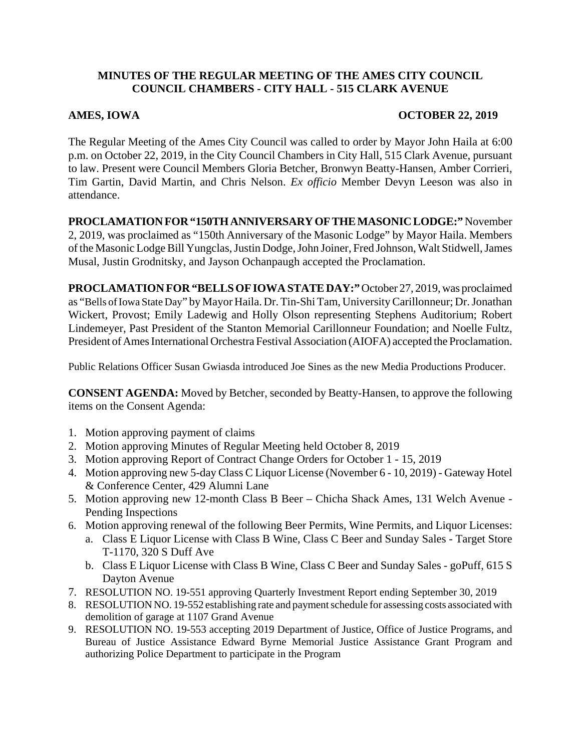**MINUTES OF THE REGULAR MEETING OF THE AMES CITY COUNCIL**
**COUNCIL CHAMBERS - CITY HALL - 515 CLARK AVENUE**

**AMES, IOWA** **OCTOBER 22, 2019**

The Regular Meeting of the Ames City Council was called to order by Mayor John Haila at 6:00 p.m. on October 22, 2019, in the City Council Chambers in City Hall, 515 Clark Avenue, pursuant to law. Present were Council Members Gloria Betcher, Bronwyn Beatty-Hansen, Amber Corrieri, Tim Gartin, David Martin, and Chris Nelson. *Ex officio* Member Devyn Leeson was also in attendance.

**PROCLAMATION FOR "150TH ANNIVERSARY OF THE MASONIC LODGE:"** November 2, 2019, was proclaimed as "150th Anniversary of the Masonic Lodge" by Mayor Haila. Members of the Masonic Lodge Bill Yungclas, Justin Dodge, John Joiner, Fred Johnson, Walt Stidwell, James Musal, Justin Grodnitsky, and Jayson Ochanpaugh accepted the Proclamation.

**PROCLAMATION FOR "BELLS OF IOWA STATE DAY:"** October 27, 2019, was proclaimed as "Bells of Iowa State Day" by Mayor Haila. Dr. Tin-Shi Tam, University Carillonneur; Dr. Jonathan Wickert, Provost; Emily Ladewig and Holly Olson representing Stephens Auditorium; Robert Lindemeyer, Past President of the Stanton Memorial Carillonneur Foundation; and Noelle Fultz, President of Ames International Orchestra Festival Association (AIOFA) accepted the Proclamation.

Public Relations Officer Susan Gwiasda introduced Joe Sines as the new Media Productions Producer.

**CONSENT AGENDA:** Moved by Betcher, seconded by Beatty-Hansen, to approve the following items on the Consent Agenda:

1. Motion approving payment of claims
2. Motion approving Minutes of Regular Meeting held October 8, 2019
3. Motion approving Report of Contract Change Orders for October 1 - 15, 2019
4. Motion approving new 5-day Class C Liquor License (November 6 - 10, 2019) - Gateway Hotel & Conference Center, 429 Alumni Lane
5. Motion approving new 12-month Class B Beer – Chicha Shack Ames, 131 Welch Avenue - Pending Inspections
6. Motion approving renewal of the following Beer Permits, Wine Permits, and Liquor Licenses:
   a. Class E Liquor License with Class B Wine, Class C Beer and Sunday Sales - Target Store T-1170, 320 S Duff Ave
   b. Class E Liquor License with Class B Wine, Class C Beer and Sunday Sales - goPuff, 615 S Dayton Avenue
7. RESOLUTION NO. 19-551 approving Quarterly Investment Report ending September 30, 2019
8. RESOLUTION NO. 19-552 establishing rate and payment schedule for assessing costs associated with demolition of garage at 1107 Grand Avenue
9. RESOLUTION NO. 19-553 accepting 2019 Department of Justice, Office of Justice Programs, and Bureau of Justice Assistance Edward Byrne Memorial Justice Assistance Grant Program and authorizing Police Department to participate in the Program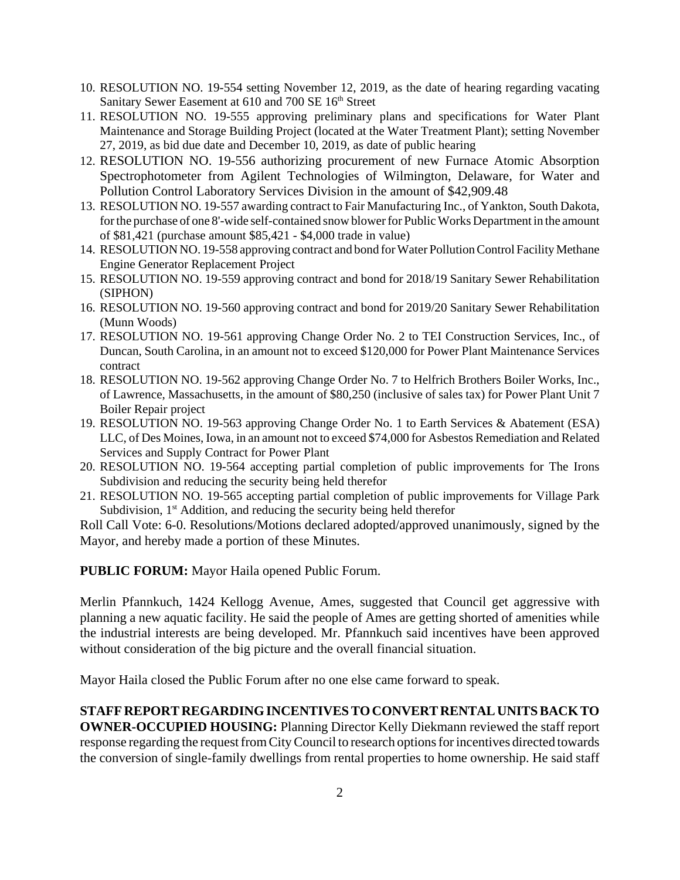10. RESOLUTION NO. 19-554 setting November 12, 2019, as the date of hearing regarding vacating Sanitary Sewer Easement at 610 and 700 SE 16th Street
11. RESOLUTION NO. 19-555 approving preliminary plans and specifications for Water Plant Maintenance and Storage Building Project (located at the Water Treatment Plant); setting November 27, 2019, as bid due date and December 10, 2019, as date of public hearing
12. RESOLUTION NO. 19-556 authorizing procurement of new Furnace Atomic Absorption Spectrophotometer from Agilent Technologies of Wilmington, Delaware, for Water and Pollution Control Laboratory Services Division in the amount of $42,909.48
13. RESOLUTION NO. 19-557 awarding contract to Fair Manufacturing Inc., of Yankton, South Dakota, for the purchase of one 8'-wide self-contained snow blower for Public Works Department in the amount of $81,421 (purchase amount $85,421 - $4,000 trade in value)
14. RESOLUTION NO. 19-558 approving contract and bond for Water Pollution Control Facility Methane Engine Generator Replacement Project
15. RESOLUTION NO. 19-559 approving contract and bond for 2018/19 Sanitary Sewer Rehabilitation (SIPHON)
16. RESOLUTION NO. 19-560 approving contract and bond for 2019/20 Sanitary Sewer Rehabilitation (Munn Woods)
17. RESOLUTION NO. 19-561 approving Change Order No. 2 to TEI Construction Services, Inc., of Duncan, South Carolina, in an amount not to exceed $120,000 for Power Plant Maintenance Services contract
18. RESOLUTION NO. 19-562 approving Change Order No. 7 to Helfrich Brothers Boiler Works, Inc., of Lawrence, Massachusetts, in the amount of $80,250 (inclusive of sales tax) for Power Plant Unit 7 Boiler Repair project
19. RESOLUTION NO. 19-563 approving Change Order No. 1 to Earth Services & Abatement (ESA) LLC, of Des Moines, Iowa, in an amount not to exceed $74,000 for Asbestos Remediation and Related Services and Supply Contract for Power Plant
20. RESOLUTION NO. 19-564 accepting partial completion of public improvements for The Irons Subdivision and reducing the security being held therefor
21. RESOLUTION NO. 19-565 accepting partial completion of public improvements for Village Park Subdivision, 1st Addition, and reducing the security being held therefor

Roll Call Vote: 6-0. Resolutions/Motions declared adopted/approved unanimously, signed by the Mayor, and hereby made a portion of these Minutes.

**PUBLIC FORUM:** Mayor Haila opened Public Forum.

Merlin Pfannkuch, 1424 Kellogg Avenue, Ames, suggested that Council get aggressive with planning a new aquatic facility. He said the people of Ames are getting shorted of amenities while the industrial interests are being developed. Mr. Pfannkuch said incentives have been approved without consideration of the big picture and the overall financial situation.

Mayor Haila closed the Public Forum after no one else came forward to speak.

**STAFF REPORT REGARDING INCENTIVES TO CONVERT RENTAL UNITS BACK TO OWNER-OCCUPIED HOUSING:** Planning Director Kelly Diekmann reviewed the staff report response regarding the request from City Council to research options for incentives directed towards the conversion of single-family dwellings from rental properties to home ownership. He said staff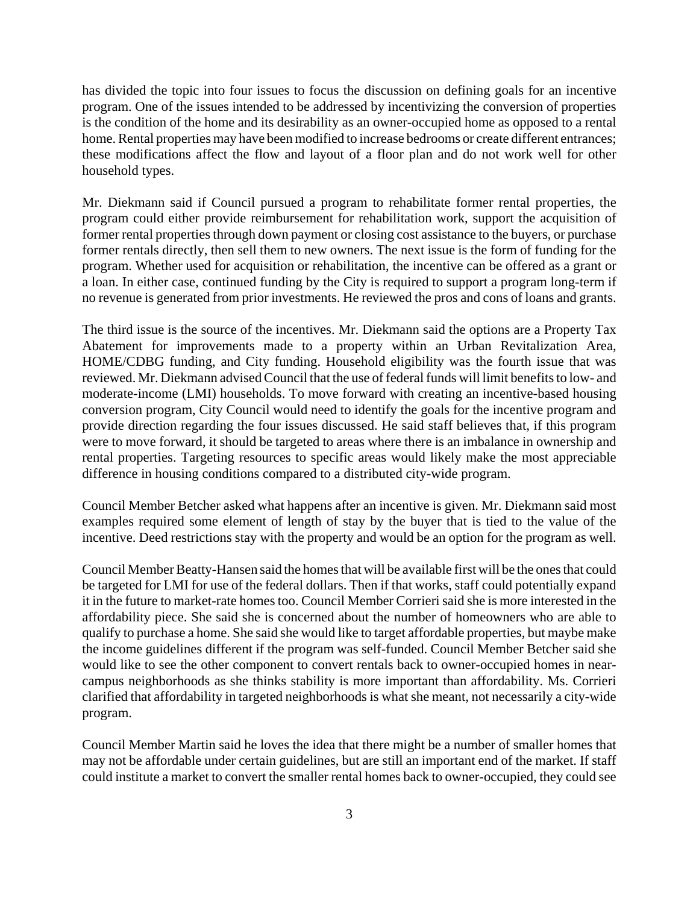has divided the topic into four issues to focus the discussion on defining goals for an incentive program. One of the issues intended to be addressed by incentivizing the conversion of properties is the condition of the home and its desirability as an owner-occupied home as opposed to a rental home. Rental properties may have been modified to increase bedrooms or create different entrances; these modifications affect the flow and layout of a floor plan and do not work well for other household types.

Mr. Diekmann said if Council pursued a program to rehabilitate former rental properties, the program could either provide reimbursement for rehabilitation work, support the acquisition of former rental properties through down payment or closing cost assistance to the buyers, or purchase former rentals directly, then sell them to new owners. The next issue is the form of funding for the program. Whether used for acquisition or rehabilitation, the incentive can be offered as a grant or a loan. In either case, continued funding by the City is required to support a program long-term if no revenue is generated from prior investments. He reviewed the pros and cons of loans and grants.

The third issue is the source of the incentives. Mr. Diekmann said the options are a Property Tax Abatement for improvements made to a property within an Urban Revitalization Area, HOME/CDBG funding, and City funding. Household eligibility was the fourth issue that was reviewed. Mr. Diekmann advised Council that the use of federal funds will limit benefits to low- and moderate-income (LMI) households. To move forward with creating an incentive-based housing conversion program, City Council would need to identify the goals for the incentive program and provide direction regarding the four issues discussed. He said staff believes that, if this program were to move forward, it should be targeted to areas where there is an imbalance in ownership and rental properties. Targeting resources to specific areas would likely make the most appreciable difference in housing conditions compared to a distributed city-wide program.

Council Member Betcher asked what happens after an incentive is given. Mr. Diekmann said most examples required some element of length of stay by the buyer that is tied to the value of the incentive. Deed restrictions stay with the property and would be an option for the program as well.

Council Member Beatty-Hansen said the homes that will be available first will be the ones that could be targeted for LMI for use of the federal dollars. Then if that works, staff could potentially expand it in the future to market-rate homes too. Council Member Corrieri said she is more interested in the affordability piece. She said she is concerned about the number of homeowners who are able to qualify to purchase a home. She said she would like to target affordable properties, but maybe make the income guidelines different if the program was self-funded. Council Member Betcher said she would like to see the other component to convert rentals back to owner-occupied homes in near-campus neighborhoods as she thinks stability is more important than affordability. Ms. Corrieri clarified that affordability in targeted neighborhoods is what she meant, not necessarily a city-wide program.

Council Member Martin said he loves the idea that there might be a number of smaller homes that may not be affordable under certain guidelines, but are still an important end of the market. If staff could institute a market to convert the smaller rental homes back to owner-occupied, they could see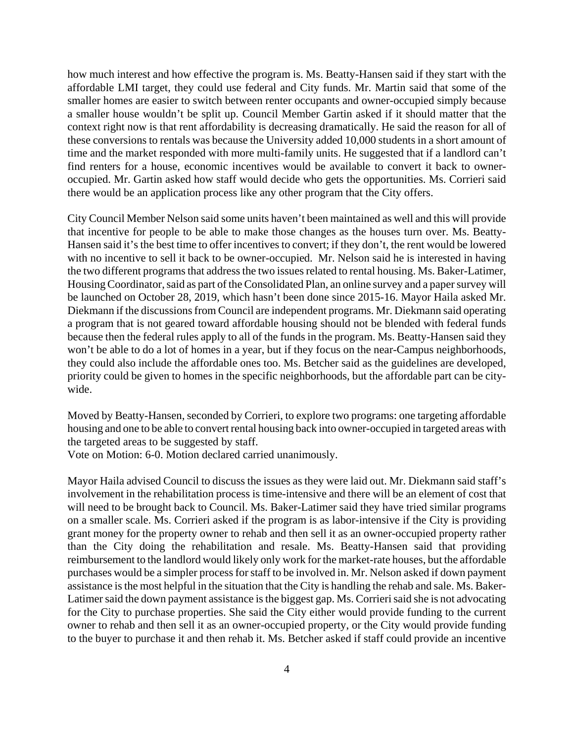how much interest and how effective the program is. Ms. Beatty-Hansen said if they start with the affordable LMI target, they could use federal and City funds. Mr. Martin said that some of the smaller homes are easier to switch between renter occupants and owner-occupied simply because a smaller house wouldn't be split up. Council Member Gartin asked if it should matter that the context right now is that rent affordability is decreasing dramatically. He said the reason for all of these conversions to rentals was because the University added 10,000 students in a short amount of time and the market responded with more multi-family units. He suggested that if a landlord can't find renters for a house, economic incentives would be available to convert it back to owner-occupied. Mr. Gartin asked how staff would decide who gets the opportunities. Ms. Corrieri said there would be an application process like any other program that the City offers.

City Council Member Nelson said some units haven't been maintained as well and this will provide that incentive for people to be able to make those changes as the houses turn over. Ms. Beatty-Hansen said it's the best time to offer incentives to convert; if they don't, the rent would be lowered with no incentive to sell it back to be owner-occupied. Mr. Nelson said he is interested in having the two different programs that address the two issues related to rental housing. Ms. Baker-Latimer, Housing Coordinator, said as part of the Consolidated Plan, an online survey and a paper survey will be launched on October 28, 2019, which hasn't been done since 2015-16. Mayor Haila asked Mr. Diekmann if the discussions from Council are independent programs. Mr. Diekmann said operating a program that is not geared toward affordable housing should not be blended with federal funds because then the federal rules apply to all of the funds in the program. Ms. Beatty-Hansen said they won't be able to do a lot of homes in a year, but if they focus on the near-Campus neighborhoods, they could also include the affordable ones too. Ms. Betcher said as the guidelines are developed, priority could be given to homes in the specific neighborhoods, but the affordable part can be city-wide.

Moved by Beatty-Hansen, seconded by Corrieri, to explore two programs: one targeting affordable housing and one to be able to convert rental housing back into owner-occupied in targeted areas with the targeted areas to be suggested by staff.
Vote on Motion: 6-0. Motion declared carried unanimously.

Mayor Haila advised Council to discuss the issues as they were laid out. Mr. Diekmann said staff's involvement in the rehabilitation process is time-intensive and there will be an element of cost that will need to be brought back to Council. Ms. Baker-Latimer said they have tried similar programs on a smaller scale. Ms. Corrieri asked if the program is as labor-intensive if the City is providing grant money for the property owner to rehab and then sell it as an owner-occupied property rather than the City doing the rehabilitation and resale. Ms. Beatty-Hansen said that providing reimbursement to the landlord would likely only work for the market-rate houses, but the affordable purchases would be a simpler process for staff to be involved in. Mr. Nelson asked if down payment assistance is the most helpful in the situation that the City is handling the rehab and sale. Ms. Baker-Latimer said the down payment assistance is the biggest gap. Ms. Corrieri said she is not advocating for the City to purchase properties. She said the City either would provide funding to the current owner to rehab and then sell it as an owner-occupied property, or the City would provide funding to the buyer to purchase it and then rehab it. Ms. Betcher asked if staff could provide an incentive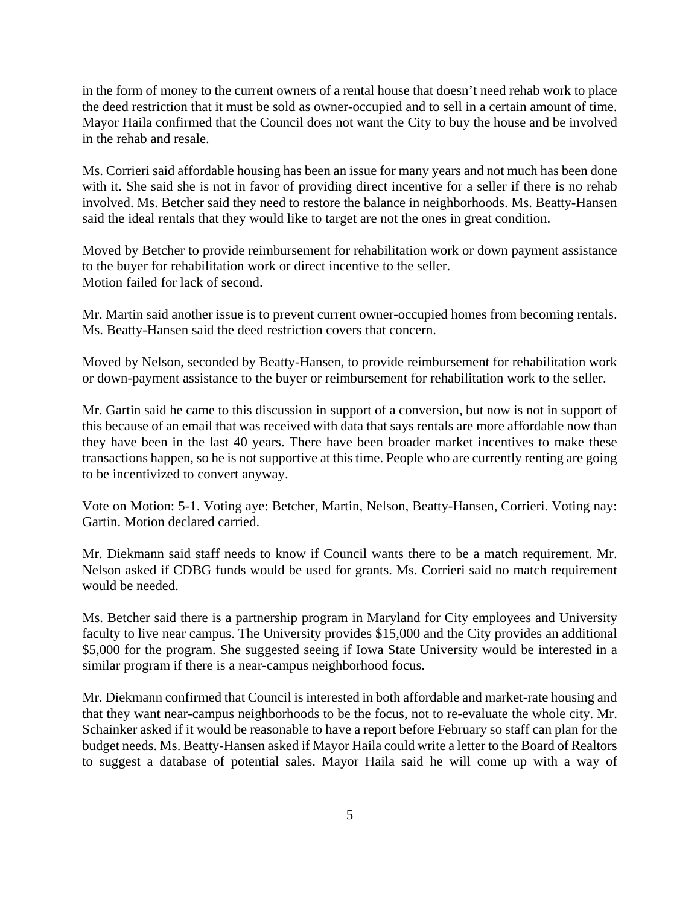in the form of money to the current owners of a rental house that doesn't need rehab work to place the deed restriction that it must be sold as owner-occupied and to sell in a certain amount of time. Mayor Haila confirmed that the Council does not want the City to buy the house and be involved in the rehab and resale.

Ms. Corrieri said affordable housing has been an issue for many years and not much has been done with it. She said she is not in favor of providing direct incentive for a seller if there is no rehab involved. Ms. Betcher said they need to restore the balance in neighborhoods. Ms. Beatty-Hansen said the ideal rentals that they would like to target are not the ones in great condition.

Moved by Betcher to provide reimbursement for rehabilitation work or down payment assistance to the buyer for rehabilitation work or direct incentive to the seller.
Motion failed for lack of second.

Mr. Martin said another issue is to prevent current owner-occupied homes from becoming rentals. Ms. Beatty-Hansen said the deed restriction covers that concern.

Moved by Nelson, seconded by Beatty-Hansen, to provide reimbursement for rehabilitation work or down-payment assistance to the buyer or reimbursement for rehabilitation work to the seller.

Mr. Gartin said he came to this discussion in support of a conversion, but now is not in support of this because of an email that was received with data that says rentals are more affordable now than they have been in the last 40 years. There have been broader market incentives to make these transactions happen, so he is not supportive at this time. People who are currently renting are going to be incentivized to convert anyway.

Vote on Motion: 5-1. Voting aye: Betcher, Martin, Nelson, Beatty-Hansen, Corrieri. Voting nay: Gartin. Motion declared carried.

Mr. Diekmann said staff needs to know if Council wants there to be a match requirement. Mr. Nelson asked if CDBG funds would be used for grants. Ms. Corrieri said no match requirement would be needed.

Ms. Betcher said there is a partnership program in Maryland for City employees and University faculty to live near campus. The University provides $15,000 and the City provides an additional $5,000 for the program. She suggested seeing if Iowa State University would be interested in a similar program if there is a near-campus neighborhood focus.

Mr. Diekmann confirmed that Council is interested in both affordable and market-rate housing and that they want near-campus neighborhoods to be the focus, not to re-evaluate the whole city. Mr. Schainker asked if it would be reasonable to have a report before February so staff can plan for the budget needs. Ms. Beatty-Hansen asked if Mayor Haila could write a letter to the Board of Realtors to suggest a database of potential sales. Mayor Haila said he will come up with a way of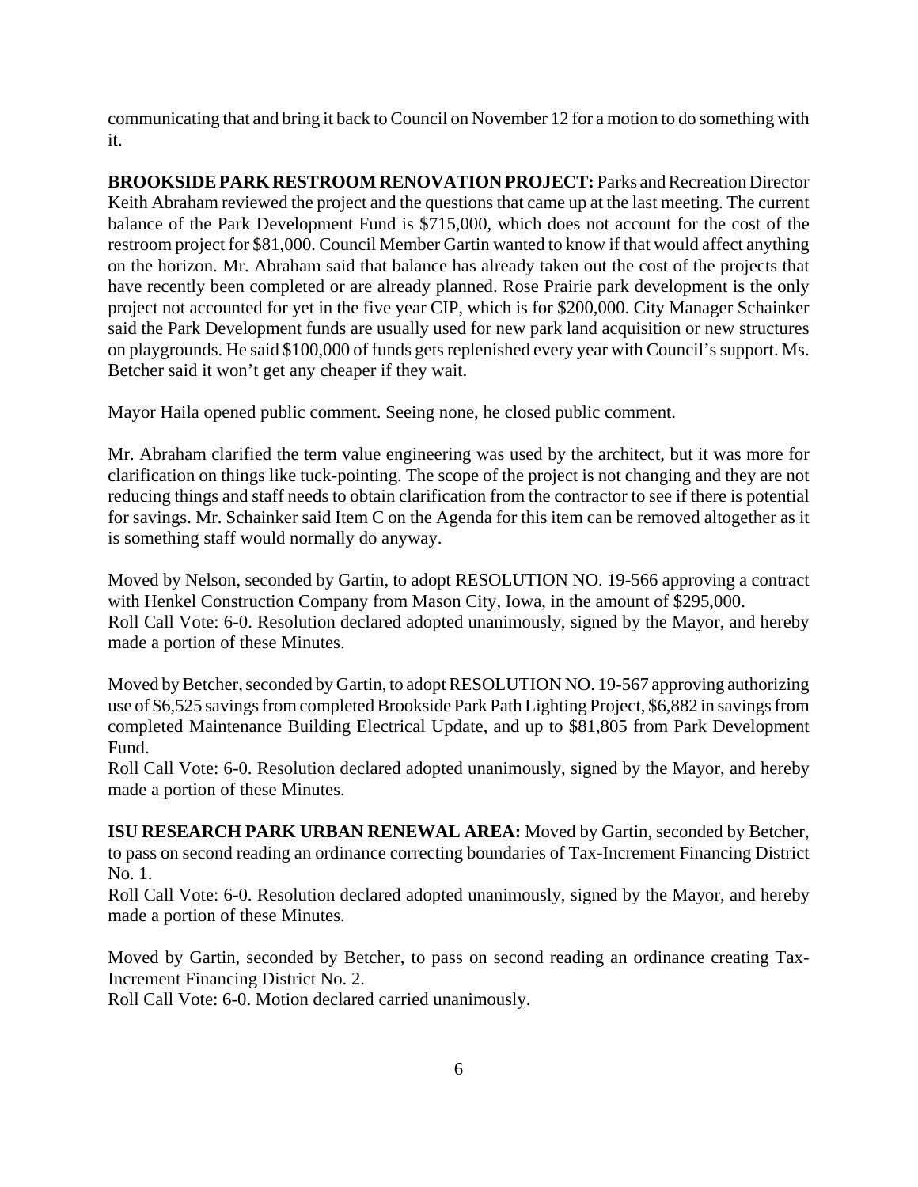communicating that and bring it back to Council on November 12 for a motion to do something with it.

**BROOKSIDE PARK RESTROOM RENOVATION PROJECT:** Parks and Recreation Director Keith Abraham reviewed the project and the questions that came up at the last meeting. The current balance of the Park Development Fund is $715,000, which does not account for the cost of the restroom project for $81,000. Council Member Gartin wanted to know if that would affect anything on the horizon. Mr. Abraham said that balance has already taken out the cost of the projects that have recently been completed or are already planned. Rose Prairie park development is the only project not accounted for yet in the five year CIP, which is for $200,000. City Manager Schainker said the Park Development funds are usually used for new park land acquisition or new structures on playgrounds. He said $100,000 of funds gets replenished every year with Council's support. Ms. Betcher said it won't get any cheaper if they wait.

Mayor Haila opened public comment. Seeing none, he closed public comment.

Mr. Abraham clarified the term value engineering was used by the architect, but it was more for clarification on things like tuck-pointing. The scope of the project is not changing and they are not reducing things and staff needs to obtain clarification from the contractor to see if there is potential for savings. Mr. Schainker said Item C on the Agenda for this item can be removed altogether as it is something staff would normally do anyway.

Moved by Nelson, seconded by Gartin, to adopt RESOLUTION NO. 19-566 approving a contract with Henkel Construction Company from Mason City, Iowa, in the amount of $295,000.
Roll Call Vote: 6-0. Resolution declared adopted unanimously, signed by the Mayor, and hereby made a portion of these Minutes.

Moved by Betcher, seconded by Gartin, to adopt RESOLUTION NO. 19-567 approving authorizing use of $6,525 savings from completed Brookside Park Path Lighting Project, $6,882 in savings from completed Maintenance Building Electrical Update, and up to $81,805 from Park Development Fund.
Roll Call Vote: 6-0. Resolution declared adopted unanimously, signed by the Mayor, and hereby made a portion of these Minutes.

**ISU RESEARCH PARK URBAN RENEWAL AREA:** Moved by Gartin, seconded by Betcher, to pass on second reading an ordinance correcting boundaries of Tax-Increment Financing District No. 1.
Roll Call Vote: 6-0. Resolution declared adopted unanimously, signed by the Mayor, and hereby made a portion of these Minutes.

Moved by Gartin, seconded by Betcher, to pass on second reading an ordinance creating Tax-Increment Financing District No. 2.
Roll Call Vote: 6-0. Motion declared carried unanimously.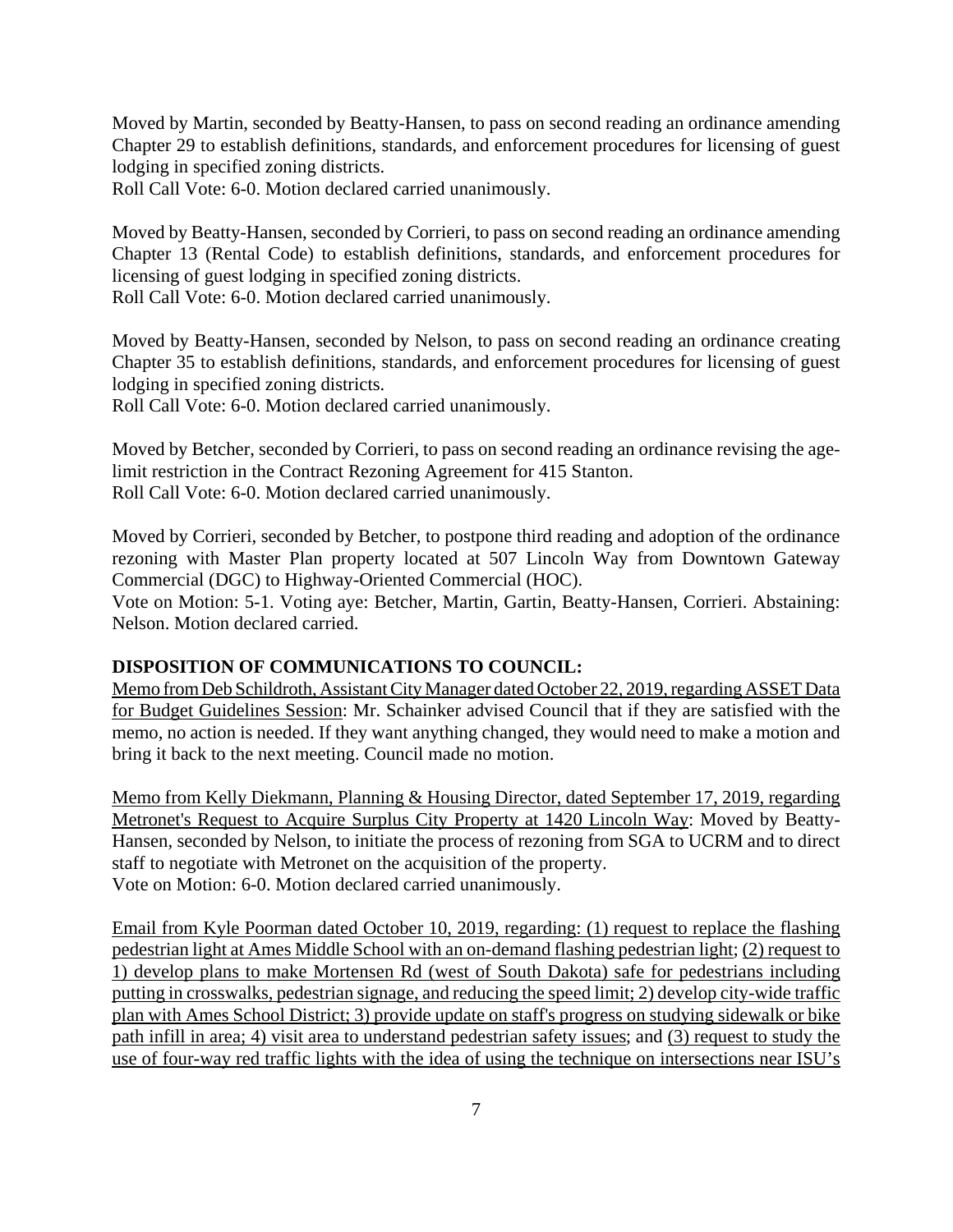Moved by Martin, seconded by Beatty-Hansen, to pass on second reading an ordinance amending Chapter 29 to establish definitions, standards, and enforcement procedures for licensing of guest lodging in specified zoning districts.
Roll Call Vote: 6-0. Motion declared carried unanimously.

Moved by Beatty-Hansen, seconded by Corrieri, to pass on second reading an ordinance amending Chapter 13 (Rental Code) to establish definitions, standards, and enforcement procedures for licensing of guest lodging in specified zoning districts.
Roll Call Vote: 6-0. Motion declared carried unanimously.

Moved by Beatty-Hansen, seconded by Nelson, to pass on second reading an ordinance creating Chapter 35 to establish definitions, standards, and enforcement procedures for licensing of guest lodging in specified zoning districts.
Roll Call Vote: 6-0. Motion declared carried unanimously.

Moved by Betcher, seconded by Corrieri, to pass on second reading an ordinance revising the age-limit restriction in the Contract Rezoning Agreement for 415 Stanton.
Roll Call Vote: 6-0. Motion declared carried unanimously.

Moved by Corrieri, seconded by Betcher, to postpone third reading and adoption of the ordinance rezoning with Master Plan property located at 507 Lincoln Way from Downtown Gateway Commercial (DGC) to Highway-Oriented Commercial (HOC).
Vote on Motion: 5-1. Voting aye: Betcher, Martin, Gartin, Beatty-Hansen, Corrieri. Abstaining: Nelson. Motion declared carried.

**DISPOSITION OF COMMUNICATIONS TO COUNCIL:**

Memo from Deb Schildroth, Assistant City Manager dated October 22, 2019, regarding ASSET Data for Budget Guidelines Session: Mr. Schainker advised Council that if they are satisfied with the memo, no action is needed. If they want anything changed, they would need to make a motion and bring it back to the next meeting. Council made no motion.

Memo from Kelly Diekmann, Planning & Housing Director, dated September 17, 2019, regarding Metronet's Request to Acquire Surplus City Property at 1420 Lincoln Way: Moved by Beatty-Hansen, seconded by Nelson, to initiate the process of rezoning from SGA to UCRM and to direct staff to negotiate with Metronet on the acquisition of the property.
Vote on Motion: 6-0. Motion declared carried unanimously.

Email from Kyle Poorman dated October 10, 2019, regarding: (1) request to replace the flashing pedestrian light at Ames Middle School with an on-demand flashing pedestrian light; (2) request to 1) develop plans to make Mortensen Rd (west of South Dakota) safe for pedestrians including putting in crosswalks, pedestrian signage, and reducing the speed limit; 2) develop city-wide traffic plan with Ames School District; 3) provide update on staff's progress on studying sidewalk or bike path infill in area; 4) visit area to understand pedestrian safety issues; and (3) request to study the use of four-way red traffic lights with the idea of using the technique on intersections near ISU's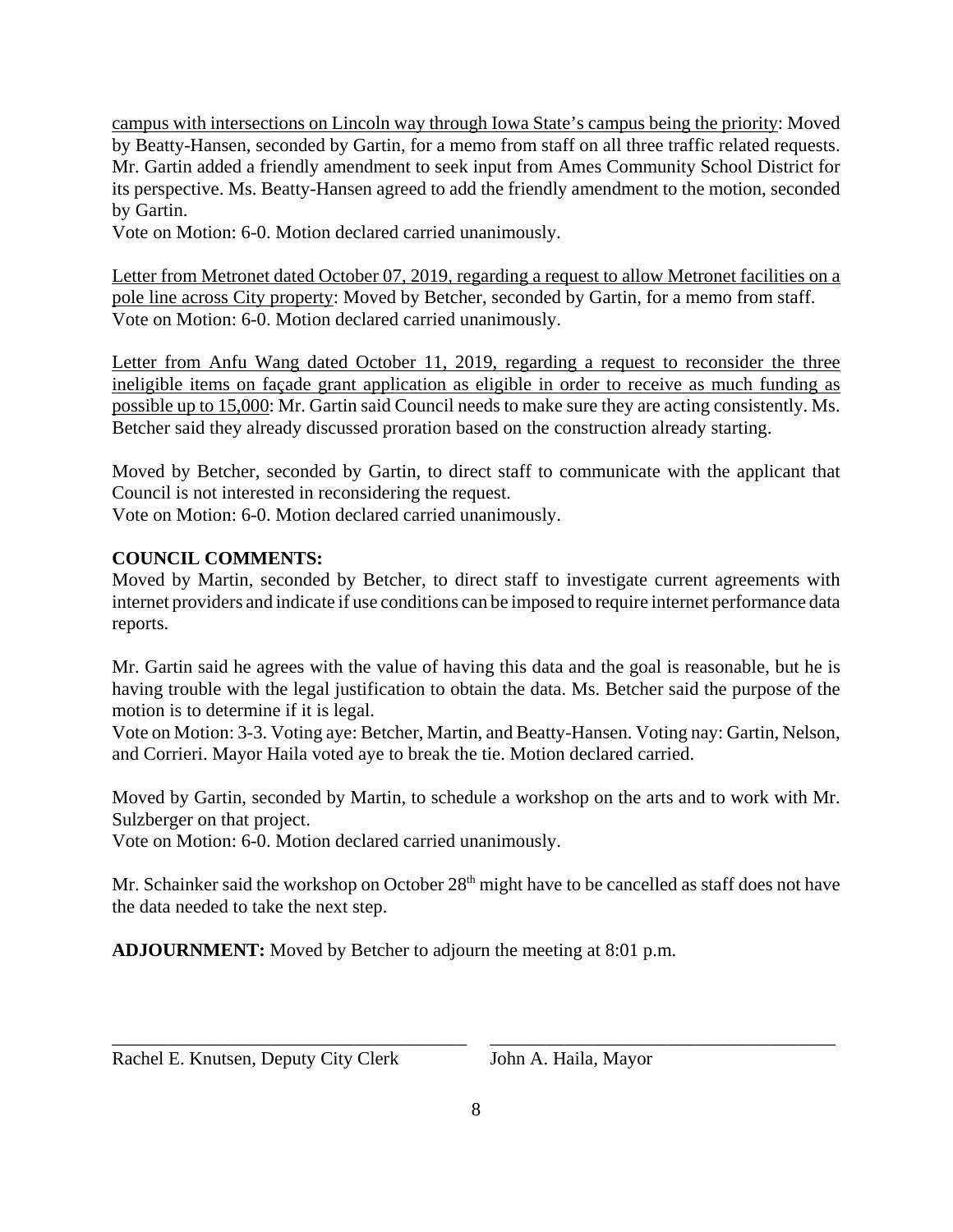campus with intersections on Lincoln way through Iowa State's campus being the priority: Moved by Beatty-Hansen, seconded by Gartin, for a memo from staff on all three traffic related requests. Mr. Gartin added a friendly amendment to seek input from Ames Community School District for its perspective. Ms. Beatty-Hansen agreed to add the friendly amendment to the motion, seconded by Gartin.
Vote on Motion: 6-0. Motion declared carried unanimously.

Letter from Metronet dated October 07, 2019, regarding a request to allow Metronet facilities on a pole line across City property: Moved by Betcher, seconded by Gartin, for a memo from staff.
Vote on Motion: 6-0. Motion declared carried unanimously.

Letter from Anfu Wang dated October 11, 2019, regarding a request to reconsider the three ineligible items on façade grant application as eligible in order to receive as much funding as possible up to 15,000: Mr. Gartin said Council needs to make sure they are acting consistently. Ms. Betcher said they already discussed proration based on the construction already starting.

Moved by Betcher, seconded by Gartin, to direct staff to communicate with the applicant that Council is not interested in reconsidering the request.
Vote on Motion: 6-0. Motion declared carried unanimously.

**COUNCIL COMMENTS:**
Moved by Martin, seconded by Betcher, to direct staff to investigate current agreements with internet providers and indicate if use conditions can be imposed to require internet performance data reports.

Mr. Gartin said he agrees with the value of having this data and the goal is reasonable, but he is having trouble with the legal justification to obtain the data. Ms. Betcher said the purpose of the motion is to determine if it is legal.
Vote on Motion: 3-3. Voting aye: Betcher, Martin, and Beatty-Hansen. Voting nay: Gartin, Nelson, and Corrieri. Mayor Haila voted aye to break the tie. Motion declared carried.

Moved by Gartin, seconded by Martin, to schedule a workshop on the arts and to work with Mr. Sulzberger on that project.
Vote on Motion: 6-0. Motion declared carried unanimously.

Mr. Schainker said the workshop on October 28th might have to be cancelled as staff does not have the data needed to take the next step.

**ADJOURNMENT:** Moved by Betcher to adjourn the meeting at 8:01 p.m.

\_\_\_\_\_\_\_\_\_\_\_\_\_\_\_\_\_\_\_\_\_\_\_\_\_\_\_\_\_\_\_\_\_\_\_\_\_\_ \_\_\_\_\_\_\_\_\_\_\_\_\_\_\_\_\_\_\_\_\_\_\_\_\_\_\_\_\_\_\_\_\_\_\_\_\_\_

Rachel E. Knutsen, Deputy City Clerk John A. Haila, Mayor